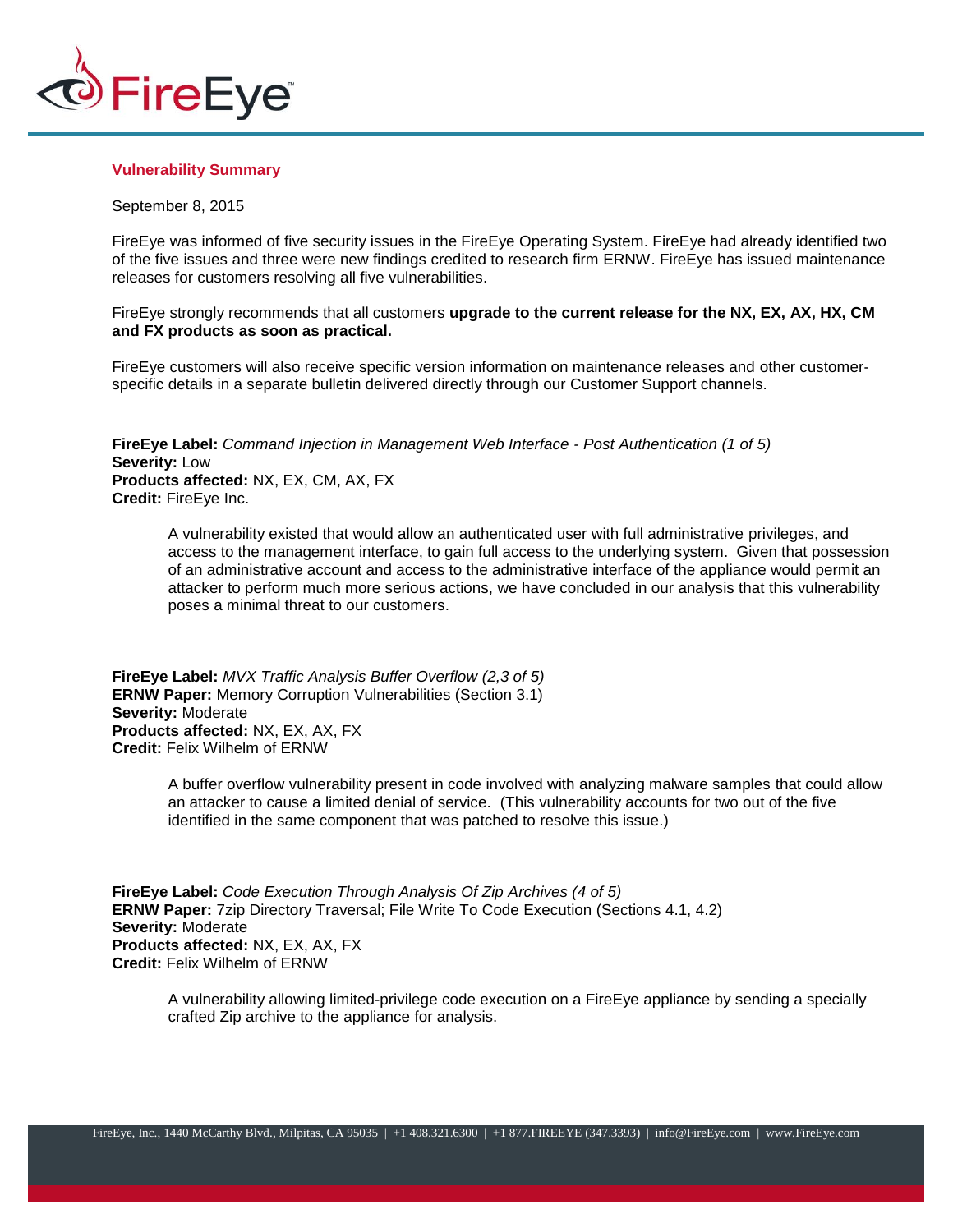## Vulnerability Summary

September 8, 2015

FireEye was informed of five security issues in the FireEye Operating System. FireEye had already identified two of the five issues and three were new findings credited to research firm ERNW. FireEye has issued maintenance releases for customers resolving all five vulnerabilities.

FireEye strongly recommends that all customers **upgrade to the current release for the NX, EX, AX, HX, CM and FX products as soon as practical.**

FireEye customers will also receive specific version information on maintenance releases and other customer-specific details in a separate bulletin delivered directly through our Customer Support channels.

**FireEye Label:** *Command Injection in Management Web Interface - Post Authentication (1 of 5)*
**Severity:** Low
**Products affected:** NX, EX, CM, AX, FX
**Credit:** FireEye Inc.

> A vulnerability existed that would allow an authenticated user with full administrative privileges, and access to the management interface, to gain full access to the underlying system. Given that possession of an administrative account and access to the administrative interface of the appliance would permit an attacker to perform much more serious actions, we have concluded in our analysis that this vulnerability poses a minimal threat to our customers.

**FireEye Label:** *MVX Traffic Analysis Buffer Overflow (2,3 of 5)*
**ERNW Paper:** Memory Corruption Vulnerabilities (Section 3.1)
**Severity:** Moderate
**Products affected:** NX, EX, AX, FX
**Credit:** Felix Wilhelm of ERNW

> A buffer overflow vulnerability present in code involved with analyzing malware samples that could allow an attacker to cause a limited denial of service. (This vulnerability accounts for two out of the five identified in the same component that was patched to resolve this issue.)

**FireEye Label:** *Code Execution Through Analysis Of Zip Archives (4 of 5)*
**ERNW Paper:** 7zip Directory Traversal; File Write To Code Execution (Sections 4.1, 4.2)
**Severity:** Moderate
**Products affected:** NX, EX, AX, FX
**Credit:** Felix Wilhelm of ERNW

> A vulnerability allowing limited-privilege code execution on a FireEye appliance by sending a specially crafted Zip archive to the appliance for analysis.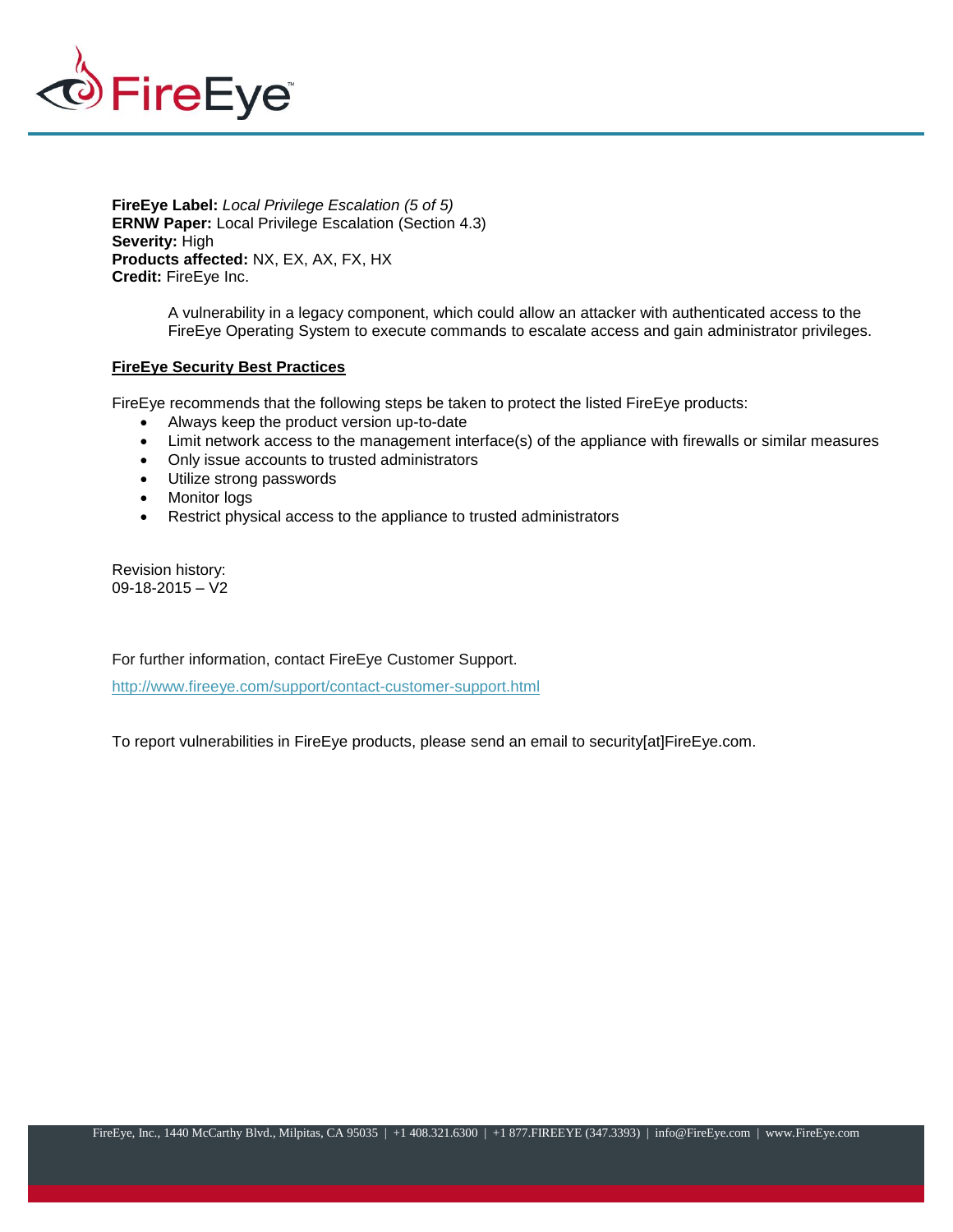**FireEye Label:** *Local Privilege Escalation (5 of 5)*
**ERNW Paper:** Local Privilege Escalation (Section 4.3)
**Severity:** High
**Products affected:** NX, EX, AX, FX, HX
**Credit:** FireEye Inc.

> A vulnerability in a legacy component, which could allow an attacker with authenticated access to the FireEye Operating System to execute commands to escalate access and gain administrator privileges.

**FireEye Security Best Practices**

FireEye recommends that the following steps be taken to protect the listed FireEye products:

- Always keep the product version up-to-date
- Limit network access to the management interface(s) of the appliance with firewalls or similar measures
- Only issue accounts to trusted administrators
- Utilize strong passwords
- Monitor logs
- Restrict physical access to the appliance to trusted administrators

Revision history:
09-18-2015 – V2

For further information, contact FireEye Customer Support.

http://www.fireeye.com/support/contact-customer-support.html

To report vulnerabilities in FireEye products, please send an email to security[at]FireEye.com.

FireEye, Inc., 1440 McCarthy Blvd., Milpitas, CA 95035 | +1 408.321.6300 | +1 877.FIREEYE (347.3393) | info@FireEye.com | www.FireEye.com